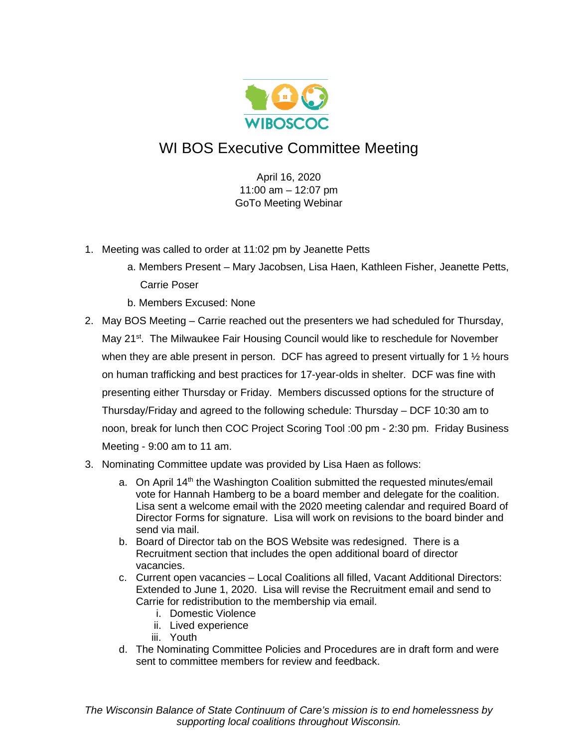# WI BOS Executive Committee Meeting

April 16, 2020
11:00 am – 12:07 pm
GoTo Meeting Webinar

1. Meeting was called to order at 11:02 pm by Jeanette Petts
   a. Members Present – Mary Jacobsen, Lisa Haen, Kathleen Fisher, Jeanette Petts, Carrie Poser
   b. Members Excused: None
2. May BOS Meeting – Carrie reached out the presenters we had scheduled for Thursday, May 21st. The Milwaukee Fair Housing Council would like to reschedule for November when they are able present in person. DCF has agreed to present virtually for 1 ½ hours on human trafficking and best practices for 17-year-olds in shelter. DCF was fine with presenting either Thursday or Friday. Members discussed options for the structure of Thursday/Friday and agreed to the following schedule: Thursday – DCF 10:30 am to noon, break for lunch then COC Project Scoring Tool :00 pm - 2:30 pm. Friday Business Meeting - 9:00 am to 11 am.
3. Nominating Committee update was provided by Lisa Haen as follows:
   a. On April 14th the Washington Coalition submitted the requested minutes/email vote for Hannah Hamberg to be a board member and delegate for the coalition. Lisa sent a welcome email with the 2020 meeting calendar and required Board of Director Forms for signature. Lisa will work on revisions to the board binder and send via mail.
   b. Board of Director tab on the BOS Website was redesigned. There is a Recruitment section that includes the open additional board of director vacancies.
   c. Current open vacancies – Local Coalitions all filled, Vacant Additional Directors: Extended to June 1, 2020. Lisa will revise the Recruitment email and send to Carrie for redistribution to the membership via email.
      i. Domestic Violence
      ii. Lived experience
      iii. Youth
   d. The Nominating Committee Policies and Procedures are in draft form and were sent to committee members for review and feedback.

*The Wisconsin Balance of State Continuum of Care's mission is to end homelessness by supporting local coalitions throughout Wisconsin.*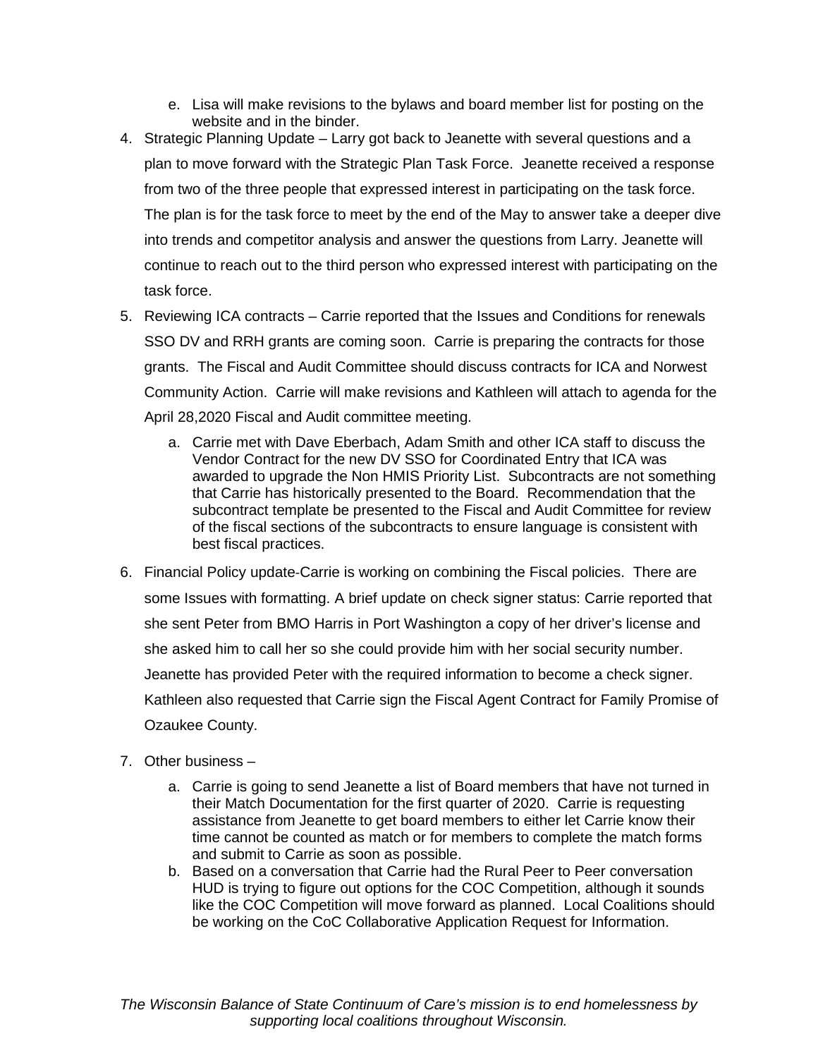e. Lisa will make revisions to the bylaws and board member list for posting on the website and in the binder.

4. Strategic Planning Update – Larry got back to Jeanette with several questions and a plan to move forward with the Strategic Plan Task Force. Jeanette received a response from two of the three people that expressed interest in participating on the task force. The plan is for the task force to meet by the end of the May to answer take a deeper dive into trends and competitor analysis and answer the questions from Larry. Jeanette will continue to reach out to the third person who expressed interest with participating on the task force.

5. Reviewing ICA contracts – Carrie reported that the Issues and Conditions for renewals SSO DV and RRH grants are coming soon. Carrie is preparing the contracts for those grants. The Fiscal and Audit Committee should discuss contracts for ICA and Norwest Community Action. Carrie will make revisions and Kathleen will attach to agenda for the April 28,2020 Fiscal and Audit committee meeting.
   a. Carrie met with Dave Eberbach, Adam Smith and other ICA staff to discuss the Vendor Contract for the new DV SSO for Coordinated Entry that ICA was awarded to upgrade the Non HMIS Priority List. Subcontracts are not something that Carrie has historically presented to the Board. Recommendation that the subcontract template be presented to the Fiscal and Audit Committee for review of the fiscal sections of the subcontracts to ensure language is consistent with best fiscal practices.

6. Financial Policy update-Carrie is working on combining the Fiscal policies. There are some Issues with formatting. A brief update on check signer status: Carrie reported that she sent Peter from BMO Harris in Port Washington a copy of her driver's license and she asked him to call her so she could provide him with her social security number. Jeanette has provided Peter with the required information to become a check signer. Kathleen also requested that Carrie sign the Fiscal Agent Contract for Family Promise of Ozaukee County.

7. Other business –
   a. Carrie is going to send Jeanette a list of Board members that have not turned in their Match Documentation for the first quarter of 2020. Carrie is requesting assistance from Jeanette to get board members to either let Carrie know their time cannot be counted as match or for members to complete the match forms and submit to Carrie as soon as possible.
   b. Based on a conversation that Carrie had the Rural Peer to Peer conversation HUD is trying to figure out options for the COC Competition, although it sounds like the COC Competition will move forward as planned. Local Coalitions should be working on the CoC Collaborative Application Request for Information.

*The Wisconsin Balance of State Continuum of Care's mission is to end homelessness by supporting local coalitions throughout Wisconsin.*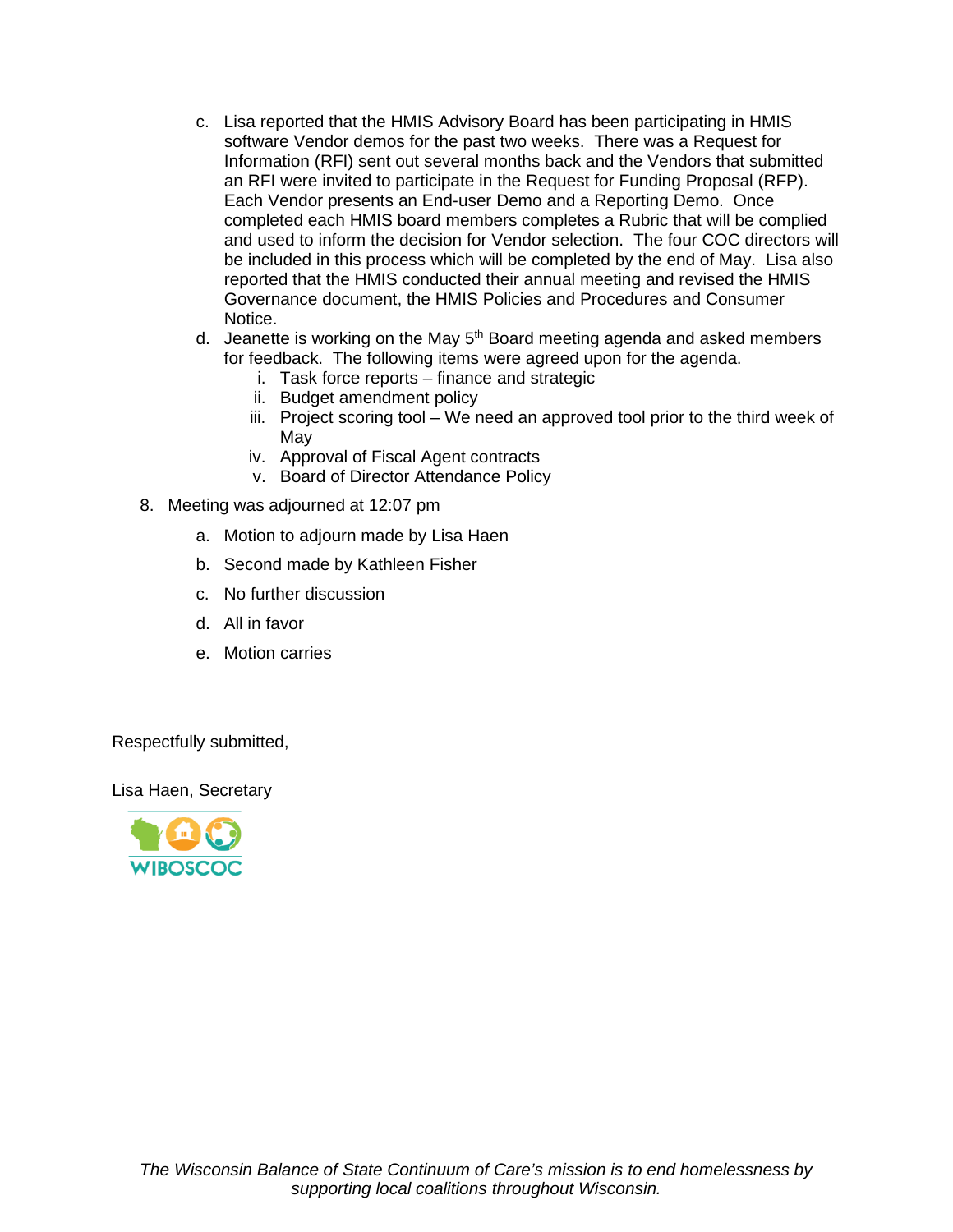c. Lisa reported that the HMIS Advisory Board has been participating in HMIS software Vendor demos for the past two weeks. There was a Request for Information (RFI) sent out several months back and the Vendors that submitted an RFI were invited to participate in the Request for Funding Proposal (RFP). Each Vendor presents an End-user Demo and a Reporting Demo. Once completed each HMIS board members completes a Rubric that will be complied and used to inform the decision for Vendor selection. The four COC directors will be included in this process which will be completed by the end of May. Lisa also reported that the HMIS conducted their annual meeting and revised the HMIS Governance document, the HMIS Policies and Procedures and Consumer Notice.

d. Jeanette is working on the May 5th Board meeting agenda and asked members for feedback. The following items were agreed upon for the agenda.
   i. Task force reports – finance and strategic
   ii. Budget amendment policy
   iii. Project scoring tool – We need an approved tool prior to the third week of May
   iv. Approval of Fiscal Agent contracts
   v. Board of Director Attendance Policy

8. Meeting was adjourned at 12:07 pm
   a. Motion to adjourn made by Lisa Haen
   b. Second made by Kathleen Fisher
   c. No further discussion
   d. All in favor
   e. Motion carries

Respectfully submitted,

Lisa Haen, Secretary

WIBOSCOC

*The Wisconsin Balance of State Continuum of Care's mission is to end homelessness by supporting local coalitions throughout Wisconsin.*